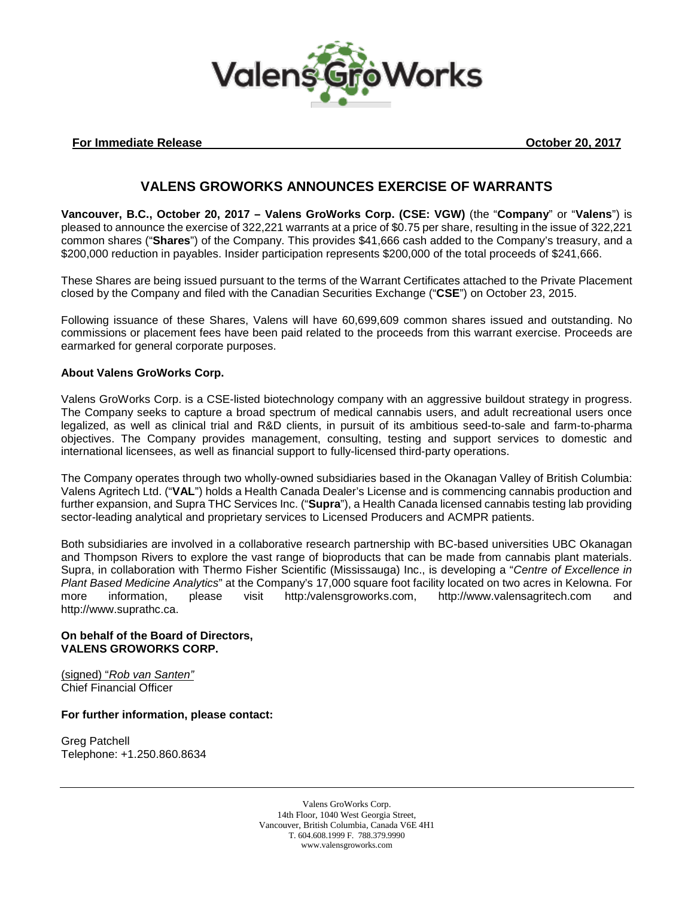**For Immediate Release** **October 20, 2017**

# VALENS GROWORKS ANNOUNCES EXERCISE OF WARRANTS

**Vancouver, B.C., October 20, 2017 – Valens GroWorks Corp. (CSE: VGW)** (the "**Company**" or "**Valens**") is pleased to announce the exercise of 322,221 warrants at a price of $0.75 per share, resulting in the issue of 322,221 common shares ("**Shares**") of the Company. This provides $41,666 cash added to the Company's treasury, and a $200,000 reduction in payables. Insider participation represents $200,000 of the total proceeds of $241,666.

These Shares are being issued pursuant to the terms of the Warrant Certificates attached to the Private Placement closed by the Company and filed with the Canadian Securities Exchange ("**CSE**") on October 23, 2015.

Following issuance of these Shares, Valens will have 60,699,609 common shares issued and outstanding. No commissions or placement fees have been paid related to the proceeds from this warrant exercise. Proceeds are earmarked for general corporate purposes.

**About Valens GroWorks Corp.**

Valens GroWorks Corp. is a CSE-listed biotechnology company with an aggressive buildout strategy in progress. The Company seeks to capture a broad spectrum of medical cannabis users, and adult recreational users once legalized, as well as clinical trial and R&D clients, in pursuit of its ambitious seed-to-sale and farm-to-pharma objectives. The Company provides management, consulting, testing and support services to domestic and international licensees, as well as financial support to fully-licensed third-party operations.

The Company operates through two wholly-owned subsidiaries based in the Okanagan Valley of British Columbia: Valens Agritech Ltd. ("**VAL**") holds a Health Canada Dealer's License and is commencing cannabis production and further expansion, and Supra THC Services Inc. ("**Supra**"), a Health Canada licensed cannabis testing lab providing sector-leading analytical and proprietary services to Licensed Producers and ACMPR patients.

Both subsidiaries are involved in a collaborative research partnership with BC-based universities UBC Okanagan and Thompson Rivers to explore the vast range of bioproducts that can be made from cannabis plant materials. Supra, in collaboration with Thermo Fisher Scientific (Mississauga) Inc., is developing a "*Centre of Excellence in Plant Based Medicine Analytics*" at the Company's 17,000 square foot facility located on two acres in Kelowna. For more information, please visit http:/valensgroworks.com, http://www.valensagritech.com and http://www.suprathc.ca.

**On behalf of the Board of Directors,**
**VALENS GROWORKS CORP.**

(signed) "*Rob van Santen"*
Chief Financial Officer

**For further information, please contact:**

Greg Patchell
Telephone: +1.250.860.8634

Valens GroWorks Corp.
14th Floor, 1040 West Georgia Street,
Vancouver, British Columbia, Canada V6E 4H1
T. 604.608.1999 F. 788.379.9990
www.valensgroworks.com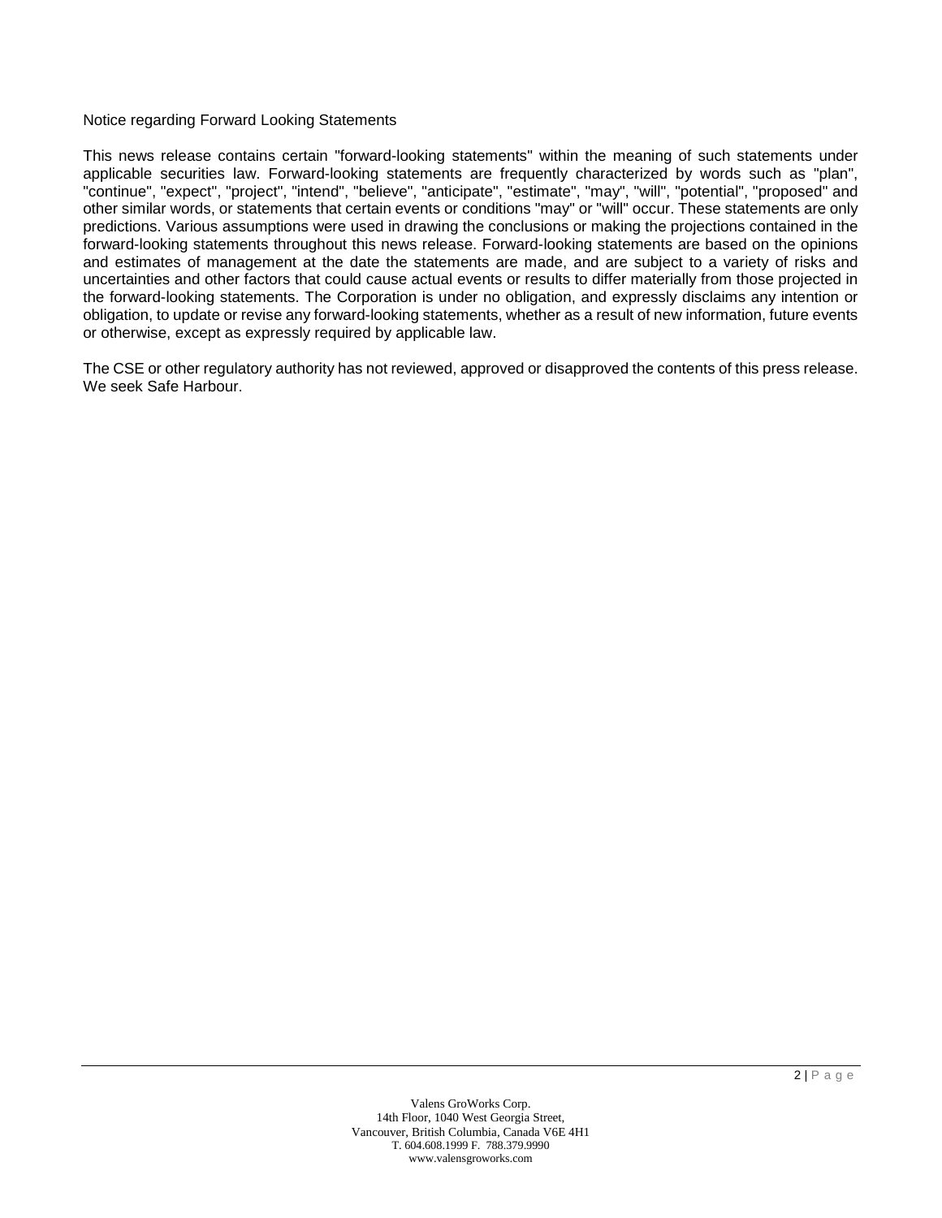Notice regarding Forward Looking Statements

This news release contains certain "forward-looking statements" within the meaning of such statements under applicable securities law. Forward-looking statements are frequently characterized by words such as "plan", "continue", "expect", "project", "intend", "believe", "anticipate", "estimate", "may", "will", "potential", "proposed" and other similar words, or statements that certain events or conditions "may" or "will" occur. These statements are only predictions. Various assumptions were used in drawing the conclusions or making the projections contained in the forward-looking statements throughout this news release. Forward-looking statements are based on the opinions and estimates of management at the date the statements are made, and are subject to a variety of risks and uncertainties and other factors that could cause actual events or results to differ materially from those projected in the forward-looking statements. The Corporation is under no obligation, and expressly disclaims any intention or obligation, to update or revise any forward-looking statements, whether as a result of new information, future events or otherwise, except as expressly required by applicable law.

The CSE or other regulatory authority has not reviewed, approved or disapproved the contents of this press release. We seek Safe Harbour.

Valens GroWorks Corp.
14th Floor, 1040 West Georgia Street,
Vancouver, British Columbia, Canada V6E 4H1
T. 604.608.1999 F. 788.379.9990
www.valensgroworks.com